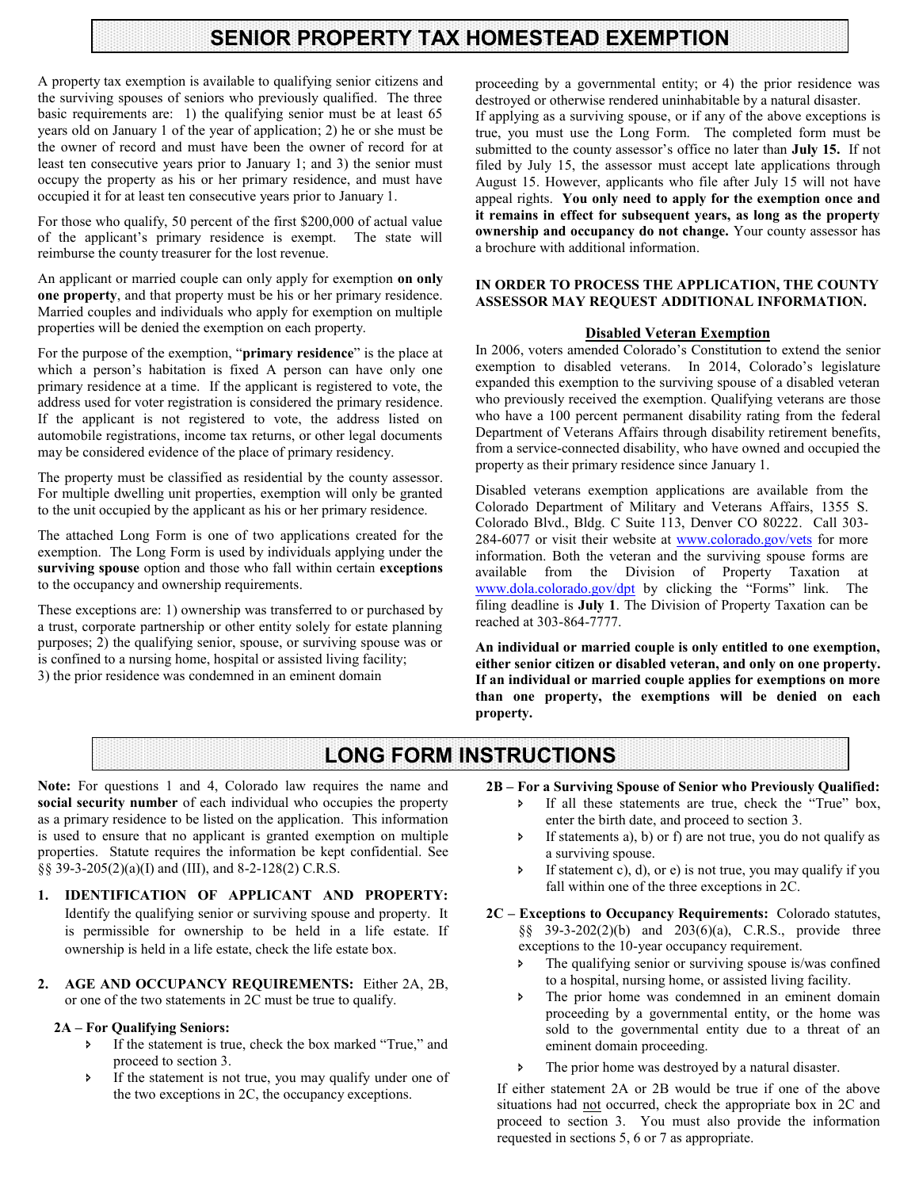# SENIOR PROPERTY TAX HOMESTEAD EXEMPTION

A property tax exemption is available to qualifying senior citizens and the surviving spouses of seniors who previously qualified. The three basic requirements are: 1) the qualifying senior must be at least 65 years old on January 1 of the year of application; 2) he or she must be the owner of record and must have been the owner of record for at least ten consecutive years prior to January 1; and 3) the senior must occupy the property as his or her primary residence, and must have occupied it for at least ten consecutive years prior to January 1.

For those who qualify, 50 percent of the first $200,000 of actual value of the applicant's primary residence is exempt. The state will reimburse the county treasurer for the lost revenue.

An applicant or married couple can only apply for exemption **on only one property**, and that property must be his or her primary residence. Married couples and individuals who apply for exemption on multiple properties will be denied the exemption on each property.

For the purpose of the exemption, "**primary residence**" is the place at which a person's habitation is fixed A person can have only one primary residence at a time. If the applicant is registered to vote, the address used for voter registration is considered the primary residence. If the applicant is not registered to vote, the address listed on automobile registrations, income tax returns, or other legal documents may be considered evidence of the place of primary residency.

The property must be classified as residential by the county assessor. For multiple dwelling unit properties, exemption will only be granted to the unit occupied by the applicant as his or her primary residence.

The attached Long Form is one of two applications created for the exemption. The Long Form is used by individuals applying under the **surviving spouse** option and those who fall within certain **exceptions** to the occupancy and ownership requirements.

These exceptions are: 1) ownership was transferred to or purchased by a trust, corporate partnership or other entity solely for estate planning purposes; 2) the qualifying senior, spouse, or surviving spouse was or is confined to a nursing home, hospital or assisted living facility; 3) the prior residence was condemned in an eminent domain proceeding by a governmental entity; or 4) the prior residence was destroyed or otherwise rendered uninhabitable by a natural disaster.

If applying as a surviving spouse, or if any of the above exceptions is true, you must use the Long Form. The completed form must be submitted to the county assessor's office no later than **July 15.** If not filed by July 15, the assessor must accept late applications through August 15. However, applicants who file after July 15 will not have appeal rights. **You only need to apply for the exemption once and it remains in effect for subsequent years, as long as the property ownership and occupancy do not change.** Your county assessor has a brochure with additional information.

**IN ORDER TO PROCESS THE APPLICATION, THE COUNTY ASSESSOR MAY REQUEST ADDITIONAL INFORMATION.**

## Disabled Veteran Exemption

In 2006, voters amended Colorado's Constitution to extend the senior exemption to disabled veterans. In 2014, Colorado's legislature expanded this exemption to the surviving spouse of a disabled veteran who previously received the exemption. Qualifying veterans are those who have a 100 percent permanent disability rating from the federal Department of Veterans Affairs through disability retirement benefits, from a service-connected disability, who have owned and occupied the property as their primary residence since January 1.

Disabled veterans exemption applications are available from the Colorado Department of Military and Veterans Affairs, 1355 S. Colorado Blvd., Bldg. C Suite 113, Denver CO 80222. Call 303-284-6077 or visit their website at www.colorado.gov/vets for more information. Both the veteran and the surviving spouse forms are available from the Division of Property Taxation at www.dola.colorado.gov/dpt by clicking the "Forms" link. The filing deadline is **July 1**. The Division of Property Taxation can be reached at 303-864-7777.

**An individual or married couple is only entitled to one exemption, either senior citizen or disabled veteran, and only on one property. If an individual or married couple applies for exemptions on more than one property, the exemptions will be denied on each property.**

# LONG FORM INSTRUCTIONS

**Note:** For questions 1 and 4, Colorado law requires the name and **social security number** of each individual who occupies the property as a primary residence to be listed on the application. This information is used to ensure that no applicant is granted exemption on multiple properties. Statute requires the information be kept confidential. See §§ 39-3-205(2)(a)(I) and (III), and 8-2-128(2) C.R.S.

1. **IDENTIFICATION OF APPLICANT AND PROPERTY:** Identify the qualifying senior or surviving spouse and property. It is permissible for ownership to be held in a life estate. If ownership is held in a life estate, check the life estate box.

2. **AGE AND OCCUPANCY REQUIREMENTS:** Either 2A, 2B, or one of the two statements in 2C must be true to qualify.

**2A – For Qualifying Seniors:**

- If the statement is true, check the box marked "True," and proceed to section 3.
- If the statement is not true, you may qualify under one of the two exceptions in 2C, the occupancy exceptions.

**2B – For a Surviving Spouse of Senior who Previously Qualified:**

- If all these statements are true, check the "True" box, enter the birth date, and proceed to section 3.
- If statements a), b) or f) are not true, you do not qualify as a surviving spouse.
- If statement c), d), or e) is not true, you may qualify if you fall within one of the three exceptions in 2C.

**2C – Exceptions to Occupancy Requirements:** Colorado statutes, §§ 39-3-202(2)(b) and 203(6)(a), C.R.S., provide three exceptions to the 10-year occupancy requirement.

- The qualifying senior or surviving spouse is/was confined to a hospital, nursing home, or assisted living facility.
- The prior home was condemned in an eminent domain proceeding by a governmental entity, or the home was sold to the governmental entity due to a threat of an eminent domain proceeding.
- The prior home was destroyed by a natural disaster.

If either statement 2A or 2B would be true if one of the above situations had not occurred, check the appropriate box in 2C and proceed to section 3. You must also provide the information requested in sections 5, 6 or 7 as appropriate.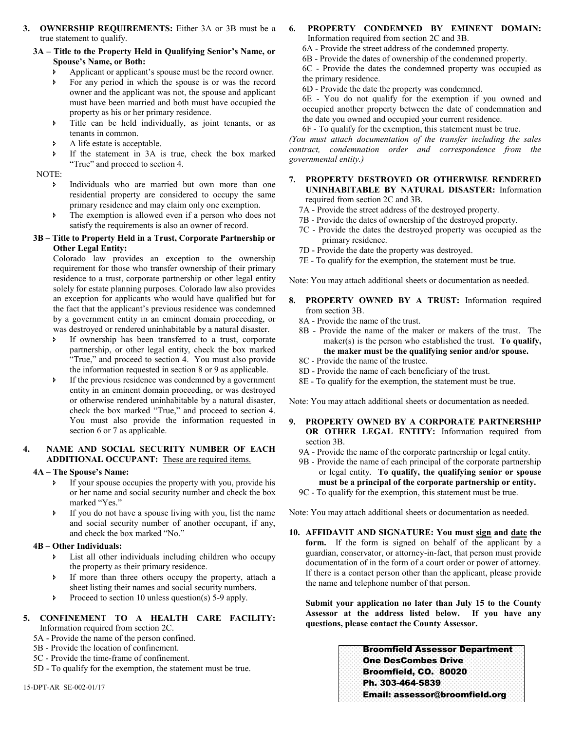**3. OWNERSHIP REQUIREMENTS:** Either 3A or 3B must be a true statement to qualify.

**3A – Title to the Property Held in Qualifying Senior's Name, or Spouse's Name, or Both:**

- Applicant or applicant's spouse must be the record owner.
- For any period in which the spouse is or was the record owner and the applicant was not, the spouse and applicant must have been married and both must have occupied the property as his or her primary residence.
- Title can be held individually, as joint tenants, or as tenants in common.
- A life estate is acceptable.
- If the statement in 3A is true, check the box marked "True" and proceed to section 4.

NOTE:

- Individuals who are married but own more than one residential property are considered to occupy the same primary residence and may claim only one exemption.
- The exemption is allowed even if a person who does not satisfy the requirements is also an owner of record.

**3B – Title to Property Held in a Trust, Corporate Partnership or Other Legal Entity:**

Colorado law provides an exception to the ownership requirement for those who transfer ownership of their primary residence to a trust, corporate partnership or other legal entity solely for estate planning purposes. Colorado law also provides an exception for applicants who would have qualified but for the fact that the applicant's previous residence was condemned by a government entity in an eminent domain proceeding, or was destroyed or rendered uninhabitable by a natural disaster.

- If ownership has been transferred to a trust, corporate partnership, or other legal entity, check the box marked "True," and proceed to section 4. You must also provide the information requested in section 8 or 9 as applicable.
- If the previous residence was condemned by a government entity in an eminent domain proceeding, or was destroyed or otherwise rendered uninhabitable by a natural disaster, check the box marked "True," and proceed to section 4. You must also provide the information requested in section 6 or 7 as applicable.

**4. NAME AND SOCIAL SECURITY NUMBER OF EACH ADDITIONAL OCCUPANT:** These are required items.

**4A – The Spouse's Name:**

- If your spouse occupies the property with you, provide his or her name and social security number and check the box marked "Yes."
- If you do not have a spouse living with you, list the name and social security number of another occupant, if any, and check the box marked "No."

**4B – Other Individuals:**

- List all other individuals including children who occupy the property as their primary residence.
- If more than three others occupy the property, attach a sheet listing their names and social security numbers.
- Proceed to section 10 unless question(s) 5-9 apply.

**5. CONFINEMENT TO A HEALTH CARE FACILITY:** Information required from section 2C.

5A - Provide the name of the person confined.
5B - Provide the location of confinement.
5C - Provide the time-frame of confinement.
5D - To qualify for the exemption, the statement must be true.

**6. PROPERTY CONDEMNED BY EMINENT DOMAIN:** Information required from section 2C and 3B.

6A - Provide the street address of the condemned property.
6B - Provide the dates of ownership of the condemned property.
6C - Provide the dates the condemned property was occupied as the primary residence.
6D - Provide the date the property was condemned.
6E - You do not qualify for the exemption if you owned and occupied another property between the date of condemnation and the date you owned and occupied your current residence.
6F - To qualify for the exemption, this statement must be true.

*(You must attach documentation of the transfer including the sales contract, condemnation order and correspondence from the governmental entity.)*

**7. PROPERTY DESTROYED OR OTHERWISE RENDERED UNINHABITABLE BY NATURAL DISASTER:** Information required from section 2C and 3B.

7A - Provide the street address of the destroyed property.
7B - Provide the dates of ownership of the destroyed property.
7C - Provide the dates the destroyed property was occupied as the primary residence.
7D - Provide the date the property was destroyed.
7E - To qualify for the exemption, the statement must be true.

Note: You may attach additional sheets or documentation as needed.

**8. PROPERTY OWNED BY A TRUST:** Information required from section 3B.

8A - Provide the name of the trust.
8B - Provide the name of the maker or makers of the trust. The maker(s) is the person who established the trust. **To qualify, the maker must be the qualifying senior and/or spouse.**
8C - Provide the name of the trustee.
8D - Provide the name of each beneficiary of the trust.
8E - To qualify for the exemption, the statement must be true.

Note: You may attach additional sheets or documentation as needed.

**9. PROPERTY OWNED BY A CORPORATE PARTNERSHIP OR OTHER LEGAL ENTITY:** Information required from section 3B.

9A - Provide the name of the corporate partnership or legal entity.
9B - Provide the name of each principal of the corporate partnership or legal entity. **To qualify, the qualifying senior or spouse must be a principal of the corporate partnership or entity.**
9C - To qualify for the exemption, this statement must be true.

Note: You may attach additional sheets or documentation as needed.

**10. AFFIDAVIT AND SIGNATURE: You must sign and date the form.** If the form is signed on behalf of the applicant by a guardian, conservator, or attorney-in-fact, that person must provide documentation of in the form of a court order or power of attorney. If there is a contact person other than the applicant, please provide the name and telephone number of that person.

**Submit your application no later than July 15 to the County Assessor at the address listed below. If you have any questions, please contact the County Assessor.**

**Broomfield Assessor Department**
**One DesCombes Drive**
**Broomfield, CO. 80020**
**Ph. 303-464-5839**
**Email: assessor@broomfield.org**

15-DPT-AR SE-002-01/17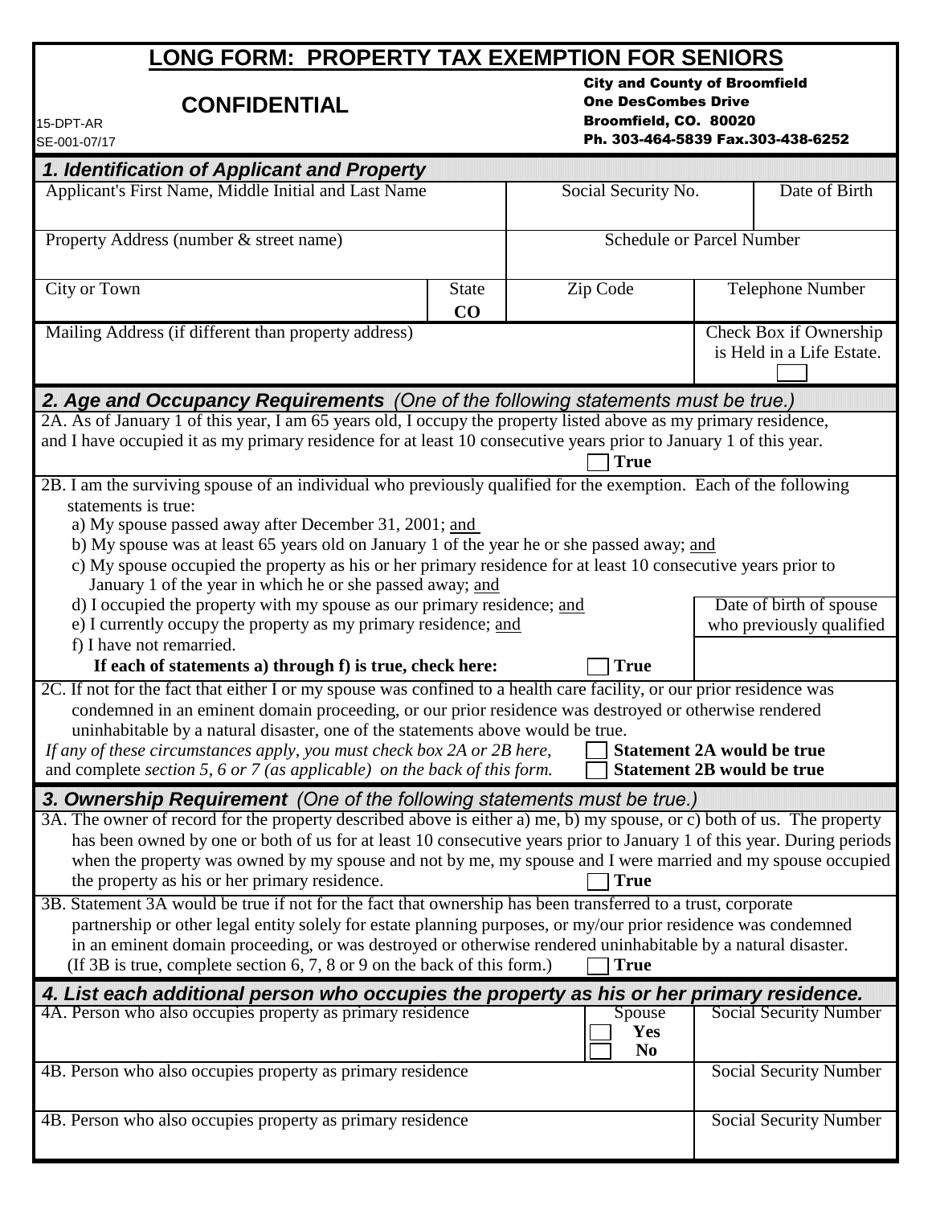# LONG FORM: PROPERTY TAX EXEMPTION FOR SENIORS

## CONFIDENTIAL

15-DPT-AR
SE-001-07/17

City and County of Broomfield
One DesCombes Drive
Broomfield, CO. 80020
Ph. 303-464-5839 Fax.303-438-6252

### 1. Identification of Applicant and Property

| Applicant's First Name, Middle Initial and Last Name | | Social Security No. | Date of Birth |
|---|---|---|---|
| Property Address (number & street name) | | Schedule or Parcel Number | |
| City or Town | State **CO** | Zip Code | Telephone Number |
| Mailing Address (if different than property address) | | | Check Box if Ownership is Held in a Life Estate. ☐ |

### 2. Age and Occupancy Requirements *(One of the following statements must be true.)*

2A. As of January 1 of this year, I am 65 years old, I occupy the property listed above as my primary residence, and I have occupied it as my primary residence for at least 10 consecutive years prior to January 1 of this year. ☐ **True**

2B. I am the surviving spouse of an individual who previously qualified for the exemption. Each of the following statements is true:

a) My spouse passed away after December 31, 2001; and
b) My spouse was at least 65 years old on January 1 of the year he or she passed away; and
c) My spouse occupied the property as his or her primary residence for at least 10 consecutive years prior to January 1 of the year in which he or she passed away; and
d) I occupied the property with my spouse as our primary residence; and
e) I currently occupy the property as my primary residence; and
f) I have not remarried.

**If each of statements a) through f) is true, check here:** ☐ **True**

Date of birth of spouse who previously qualified: ____________

2C. If not for the fact that either I or my spouse was confined to a health care facility, or our prior residence was condemned in an eminent domain proceeding, or our prior residence was destroyed or otherwise rendered uninhabitable by a natural disaster, one of the statements above would be true.

*If any of these circumstances apply, you must check box 2A or 2B here,* and complete *section 5, 6 or 7 (as applicable) on the back of this form.*

☐ **Statement 2A would be true**
☐ **Statement 2B would be true**

### 3. Ownership Requirement *(One of the following statements must be true.)*

3A. The owner of record for the property described above is either a) me, b) my spouse, or c) both of us. The property has been owned by one or both of us for at least 10 consecutive years prior to January 1 of this year. During periods when the property was owned by my spouse and not by me, my spouse and I were married and my spouse occupied the property as his or her primary residence. ☐ **True**

3B. Statement 3A would be true if not for the fact that ownership has been transferred to a trust, corporate partnership or other legal entity solely for estate planning purposes, or my/our prior residence was condemned in an eminent domain proceeding, or was destroyed or otherwise rendered uninhabitable by a natural disaster. (If 3B is true, complete section 6, 7, 8 or 9 on the back of this form.) ☐ **True**

### 4. List each additional person who occupies the property as his or her primary residence.

| 4A. Person who also occupies property as primary residence | Spouse ☐ **Yes** ☐ **No** | Social Security Number |
|---|---|---|
| 4B. Person who also occupies property as primary residence | | Social Security Number |
| 4B. Person who also occupies property as primary residence | | Social Security Number |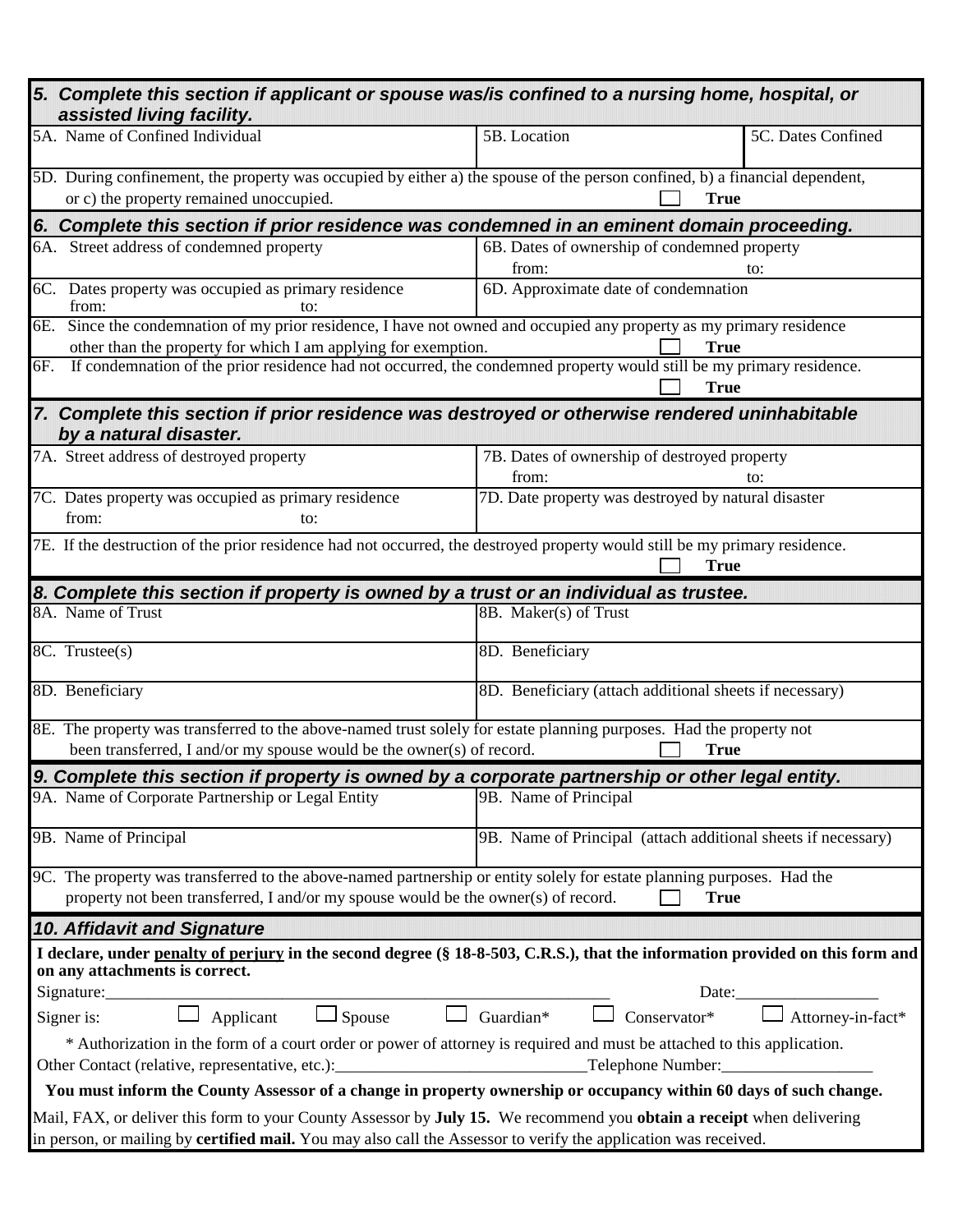### *5. Complete this section if applicant or spouse was/is confined to a nursing home, hospital, or assisted living facility.*

| 5A. Name of Confined Individual | 5B. Location | 5C. Dates Confined |
|---|---|---|
| | | |

5D. During confinement, the property was occupied by either a) the spouse of the person confined, b) a financial dependent, or c) the property remained unoccupied. ☐ **True**

### *6. Complete this section if prior residence was condemned in an eminent domain proceeding.*

| 6A. Street address of condemned property | 6B. Dates of ownership of condemned property from: to: |
|---|---|
| 6C. Dates property was occupied as primary residence from: to: | 6D. Approximate date of condemnation |

6E. Since the condemnation of my prior residence, I have not owned and occupied any property as my primary residence other than the property for which I am applying for exemption. ☐ **True**

6F. If condemnation of the prior residence had not occurred, the condemned property would still be my primary residence. ☐ **True**

### *7. Complete this section if prior residence was destroyed or otherwise rendered uninhabitable by a natural disaster.*

| 7A. Street address of destroyed property | 7B. Dates of ownership of destroyed property from: to: |
|---|---|
| 7C. Dates property was occupied as primary residence from: to: | 7D. Date property was destroyed by natural disaster |

7E. If the destruction of the prior residence had not occurred, the destroyed property would still be my primary residence. ☐ **True**

### *8. Complete this section if property is owned by a trust or an individual as trustee.*

| 8A. Name of Trust | 8B. Maker(s) of Trust |
|---|---|
| 8C. Trustee(s) | 8D. Beneficiary |
| 8D. Beneficiary | 8D. Beneficiary (attach additional sheets if necessary) |

8E. The property was transferred to the above-named trust solely for estate planning purposes. Had the property not been transferred, I and/or my spouse would be the owner(s) of record. ☐ **True**

### *9. Complete this section if property is owned by a corporate partnership or other legal entity.*

| 9A. Name of Corporate Partnership or Legal Entity | 9B. Name of Principal |
|---|---|
| 9B. Name of Principal | 9B. Name of Principal (attach additional sheets if necessary) |

9C. The property was transferred to the above-named partnership or entity solely for estate planning purposes. Had the property not been transferred, I and/or my spouse would be the owner(s) of record. ☐ **True**

### *10. Affidavit and Signature*

**I declare, under penalty of perjury in the second degree (§ 18-8-503, C.R.S.), that the information provided on this form and on any attachments is correct.**

Signature:_______________________________________________ Date:_________________

Signer is: ☐ Applicant ☐ Spouse ☐ Guardian* ☐ Conservator* ☐ Attorney-in-fact*

\* Authorization in the form of a court order or power of attorney is required and must be attached to this application.

Other Contact (relative, representative, etc.):______________________________Telephone Number:__________________

**You must inform the County Assessor of a change in property ownership or occupancy within 60 days of such change.**

Mail, FAX, or deliver this form to your County Assessor by **July 15.** We recommend you **obtain a receipt** when delivering in person, or mailing by **certified mail.** You may also call the Assessor to verify the application was received.